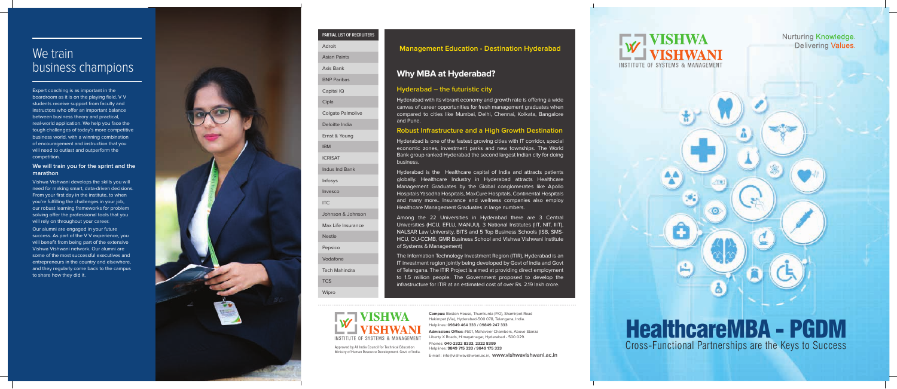# We train business champions

Expert coaching is as important in the boardroom as it is on the playing field. V V students receive support from faculty and instructors who offer an important balance between business theory and practical, real-world application. We help you face the tough challenges of today's more competitive business world, with a winning combination of encouragement and instruction that you will need to outlast and outperform the competition.

### We will train you for the sprint and the marathon

Vishwa Vishwani develops the skills you will need for making smart, data-driven decisions. From your first day in the institute, to when you're fulfilling the challenges in your job, our robust learning frameworks for problem solving offer the professional tools that you will rely on throughout your career.

Our alumni are engaged in your future success. As part of the V V experience, you will benefit from being part of the extensive Vishwa Vishwani network. Our alumni are some of the most successful executives and entrepreneurs in the country and elsewhere, and they regularly come back to the campus to share how they did it.

| PARTIAL LIST OF RECRUITERS |
|---|
| Adroit |
| Asian Paints |
| Axis Bank |
| BNP Paribas |
| Capital IQ |
| Cipla |
| Colgate Palmolive |
| Deloitte India |
| Ernst & Young |
| IBM |
| ICRISAT |
| Indus Ind Bank |
| Infosys |
| Invesco |
| ITC |
| Johnson & Johnson |
| Max Life Insurance |
| Nestle |
| Pepsico |
| Vodafone |
| Tech Mahindra |
| TCS |
| Wipro |

**Management Education - Destination Hyderabad**

## Why MBA at Hyderabad?

### Hyderabad – the futuristic city

Hyderabad with its vibrant economy and growth rate is offering a wide canvas of career opportunities for fresh management graduates when compared to cities like Mumbai, Delhi, Chennai, Kolkata, Bangalore and Pune.

### Robust Infrastructure and a High Growth Destination

Hyderabad is one of the fastest growing cities with IT corridor, special economic zones, investment parks and new townships. The World Bank group ranked Hyderabad the second largest Indian city for doing business.

Hyderabad is the Healthcare capital of India and attracts patients globally. Healthcare Industry in Hyderabad attracts Healthcare Management Graduates by the Global conglomerates like Apollo Hospitals Yasodha Hospitals, MaxCure Hospitals, Continental Hospitals and many more.. Insurance and wellness companies also employ Healthcare Management Graduates in large numbers.

Among the 22 Universities in Hyderabad there are 3 Central Universities (HCU, EFLU, MANUU), 3 National Institutes (IIT, NIT, IIIT), NALSAR Law University, BITS and 5 Top Business Schools (ISB, SMS-HCU, OU-CCMB, GMR Business School and Vishwa Vishwani Institute of Systems & Management)

The Information Technology Investment Region (ITIR), Hyderabad is an IT investment region jointly being developed by Govt of India and Govt of Telangana. The ITIR Project is aimed at providing direct employment to 1.5 million people. The Government proposed to develop the infrastructure for ITIR at an estimated cost of over Rs. 2.19 lakh crore.

VISHWA VISHWANI
INSTITUTE OF SYSTEMS & MANAGEMENT

Approved by All India Council for Technical Education
Ministry of Human Resource Development. Govt. of India.

**Campus:** Boston House, Thumkunta (P.O), Shamirpet Road Hakimpet (Via), Hyderabad-500 078, Telangana, India.
Helplines: **09849 464 333 / 09849 247 333**

**Admissions Office:** #601, Mahaveer Chambers, Above Stanza Liberty X Roads, Himayatnagar, Hyderabad - 500 029.

Phones: **040-2322 8333, 2322 8399**
Helplines: **9849 715 333 / 9849 175 333**

E-mail : info@vishwavishwani.ac.in, **www.vishwavishwani.ac.in**

VISHWA VISHWANI
INSTITUTE OF SYSTEMS & MANAGEMENT

Nurturing Knowledge. Delivering Values.

# HealthcareMBA - PGDM

Cross-Functional Partnerships are the Keys to Success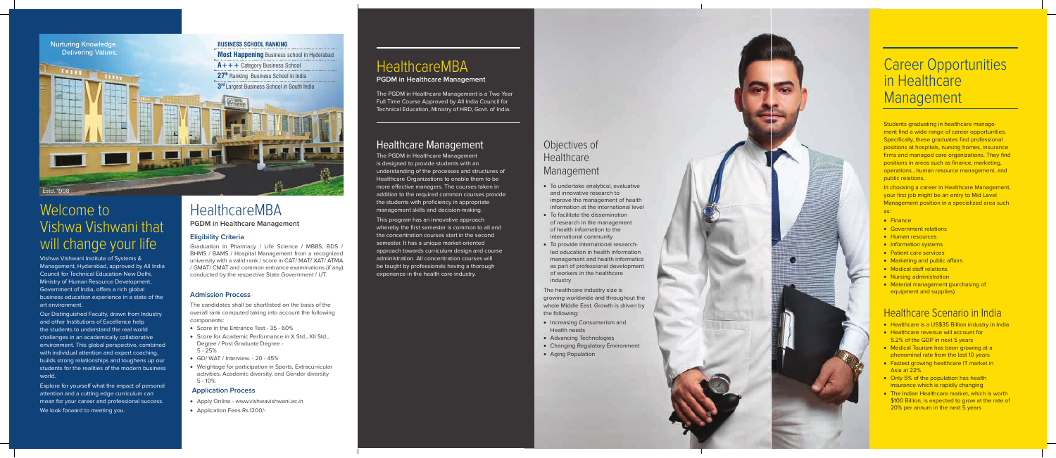Nurturing Knowledge.
Delivering Values.

**BUSINESS SCHOOL RANKING**

**Most Happening** Business school in Hyderabad

**A+++** Category Business School

**27th** Ranking Business School in India

**3rd** Largest Business School in South India

Estd. 1998

# Welcome to Vishwa Vishwani that will change your life

Vishwa Vishwani Institute of Systems & Management, Hyderabad, approved by All India Council for Technical Education-New Delhi, Ministry of Human Resource Development, Government of India, offers a rich global business education experience in a state of the art environment.

Our Distinguished Faculty, drawn from Industry and other Institutions of Excellence help the students to understand the real world challenges in an academically collaborative environment. This global perspective, combined with individual attention and expert coaching, builds strong relationships and toughens up our students for the realities of the modern business world.

Explore for yourself what the impact of personal attention and a cutting edge curriculum can mean for your career and professional success.

We look forward to meeting you.

# HealthcareMBA

**PGDM in Healthcare Management**

### Eligibility Criteria

Graduation in Pharmacy / Life Science / MBBS, BDS / BHMS / BAMS / Hospital Management from a recognized university with a valid rank / score in CAT/ MAT/ XAT/ ATMA / GMAT/ CMAT and common entrance examinations (if any) conducted by the respective State Government / UT.

### Admission Process

The candidates shall be shortlisted on the basis of the overall rank computed taking into account the following components:

- Score in the Entrance Test - 35 - 60%
- Score for Academic Performance in X Std., XII Std., Degree / Post Graduate Degree - 5 - 25%
- GD/ WAT / Interview. - 20 - 45%
- Weightage for participation in Sports, Extracurricular activities, Academic diversity, and Gender diversity 5 - 10%

### Application Process

- Apply Online - www.vishwavishwani.ac.in
- Application Fees Rs.1200/-

# HealthcareMBA

**PGDM in Healthcare Management**

The PGDM in Healthcare Management is a Two Year Full Time Course Approved by All India Council for Technical Education, Ministry of HRD, Govt. of India.

## Healthcare Management

The PGDM in Healthcare Management is designed to provide students with an understanding of the processes and structures of Healthcare Organizations to enable them to be more effective managers. The courses taken in addition to the required common courses provide the students with proficiency in appropriate management skills and decision-making.

This program has an innovative approach whereby the first semester is common to all and the concentration courses start in the second semester. It has a unique market-oriented approach towards curriculum design and course administration. All concentration courses will be taught by professionals having a thorough experience in the health care industry.

## Objectives of Healthcare Management

- To undertake analytical, evaluative and innovative research to improve the management of health information at the international level
- To facilitate the dissemination of research in the management of health information to the international community
- To provide international research-led education in health information management and health informatics as part of professional development of workers in the healthcare industry

The healthcare industry size is growing worldwide and throughout the whole Middle East. Growth is driven by the following:

- Increasing Consumerism and Health needs
- Advancing Technologies
- Changing Regulatory Environment
- Aging Population

# Career Opportunities in Healthcare Management

Students graduating in healthcare management find a wide range of career opportunities. Specifically, these graduates find professional positions at hospitals, nursing homes, insurance firms and managed care organizations. They find positions in areas such as finance, marketing, operations , human resource management, and public relations.

In choosing a career in Healthcare Management, your first job might be an entry to Mid Level Management position in a specialized area such as:

- Finance
- Government relations
- Human resources
- Information systems
- Patient care services
- Marketing and public affairs
- Medical staff relations
- Nursing administration
- Material management (purchasing of equipment and supplies)

## Healthcare Scenario in India

- Healthcare is a US$35 Billion industry in India
- Healthcare revenue will account for 5.2% of the GDP in next 5 years
- Medical Tourism has been growing at a phenominal rate from the last 10 years
- Fastest growing healthcare IT market in Asia at 22%
- Only 5% of the population has health insurance which is rapidly changing
- The Indian Healthcare market, which is worth $100 Billion, is expected to grow at the rate of 20% per annum in the next 5 years